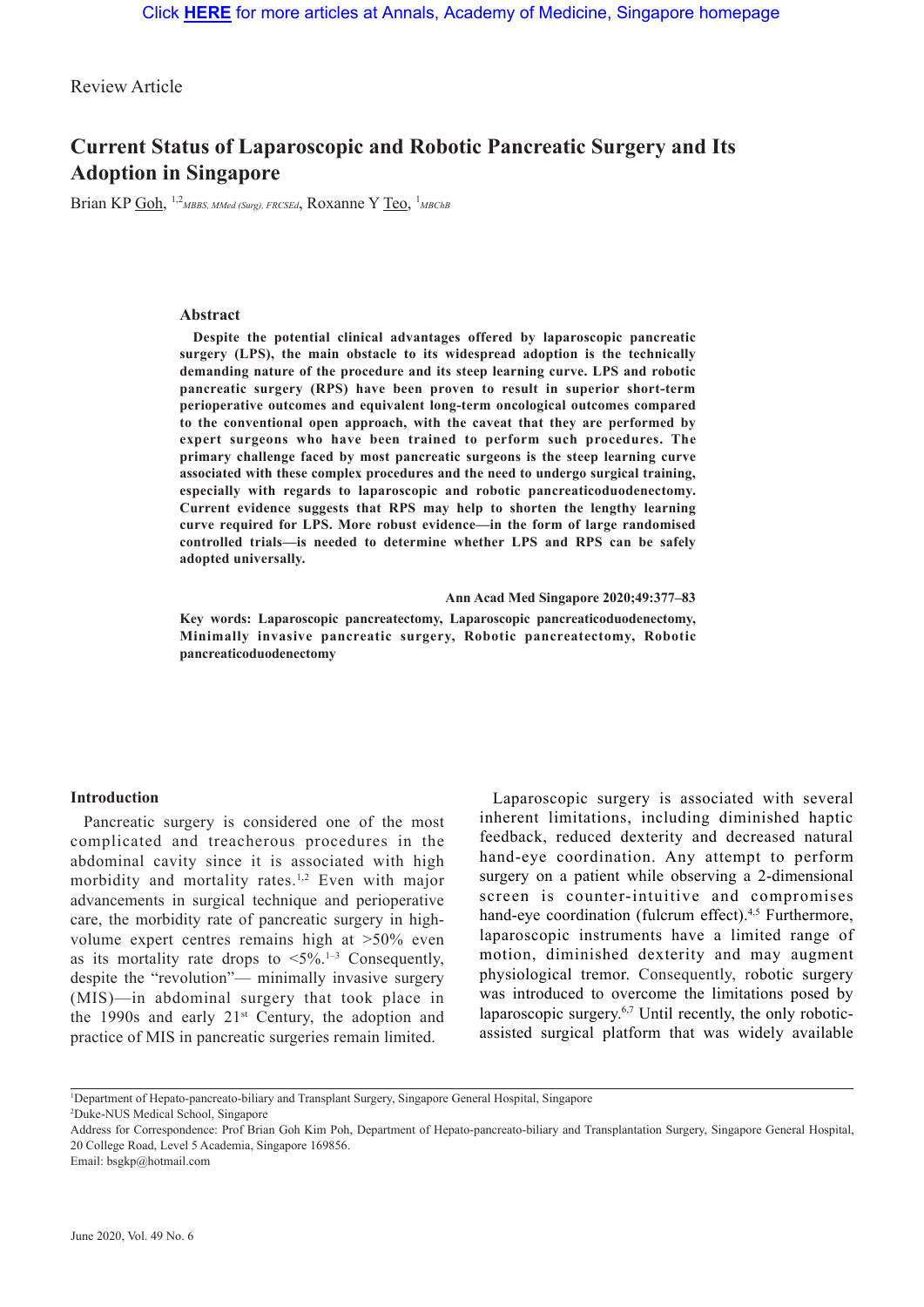Click **HERE** for more articles at Annals, Academy of Medicine, Singapore homepage

Review Article

# Current Status of Laparoscopic and Robotic Pancreatic Surgery and Its Adoption in Singapore

Brian KP Goh, [1,2]*MBBS, MMed (Surg), FRCSEd*, Roxanne Y Teo, [1]*MBChB*

### Abstract

**Despite the potential clinical advantages offered by laparoscopic pancreatic surgery (LPS), the main obstacle to its widespread adoption is the technically demanding nature of the procedure and its steep learning curve. LPS and robotic pancreatic surgery (RPS) have been proven to result in superior short-term perioperative outcomes and equivalent long-term oncological outcomes compared to the conventional open approach, with the caveat that they are performed by expert surgeons who have been trained to perform such procedures. The primary challenge faced by most pancreatic surgeons is the steep learning curve associated with these complex procedures and the need to undergo surgical training, especially with regards to laparoscopic and robotic pancreaticoduodenectomy. Current evidence suggests that RPS may help to shorten the lengthy learning curve required for LPS. More robust evidence—in the form of large randomised controlled trials—is needed to determine whether LPS and RPS can be safely adopted universally.**

**Ann Acad Med Singapore 2020;49:377–83**

**Key words: Laparoscopic pancreatectomy, Laparoscopic pancreaticoduodenectomy, Minimally invasive pancreatic surgery, Robotic pancreatectomy, Robotic pancreaticoduodenectomy**

## Introduction

Pancreatic surgery is considered one of the most complicated and treacherous procedures in the abdominal cavity since it is associated with high morbidity and mortality rates.[1,2] Even with major advancements in surgical technique and perioperative care, the morbidity rate of pancreatic surgery in high-volume expert centres remains high at >50% even as its mortality rate drops to <5%.[1–3] Consequently, despite the "revolution"— minimally invasive surgery (MIS)—in abdominal surgery that took place in the 1990s and early 21st Century, the adoption and practice of MIS in pancreatic surgeries remain limited.

Laparoscopic surgery is associated with several inherent limitations, including diminished haptic feedback, reduced dexterity and decreased natural hand-eye coordination. Any attempt to perform surgery on a patient while observing a 2-dimensional screen is counter-intuitive and compromises hand-eye coordination (fulcrum effect).[4,5] Furthermore, laparoscopic instruments have a limited range of motion, diminished dexterity and may augment physiological tremor. Consequently, robotic surgery was introduced to overcome the limitations posed by laparoscopic surgery.[6,7] Until recently, the only robotic-assisted surgical platform that was widely available

---

[1]Department of Hepato-pancreato-biliary and Transplant Surgery, Singapore General Hospital, Singapore

[2]Duke-NUS Medical School, Singapore

Address for Correspondence: Prof Brian Goh Kim Poh, Department of Hepato-pancreato-biliary and Transplantation Surgery, Singapore General Hospital, 20 College Road, Level 5 Academia, Singapore 169856.

Email: bsgkp@hotmail.com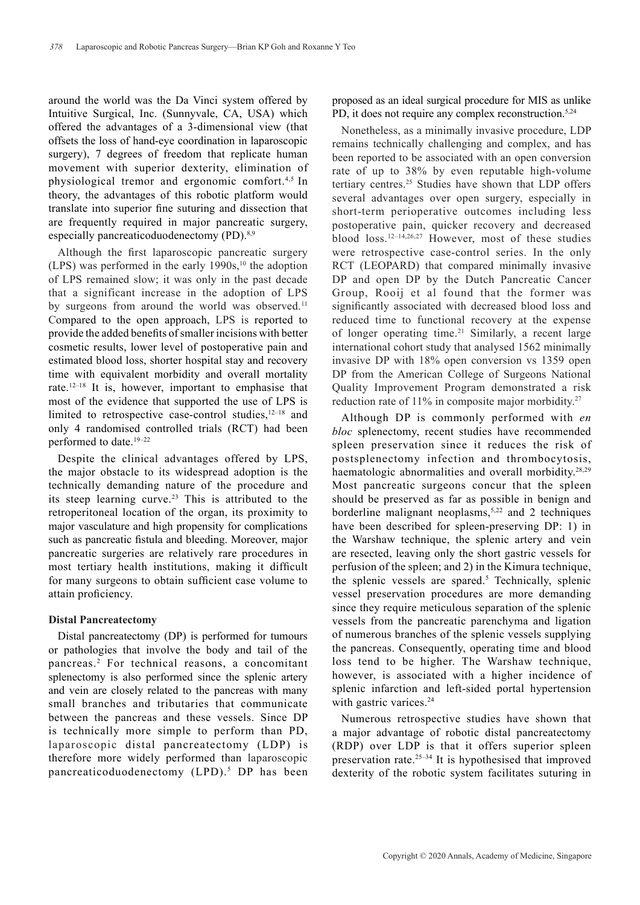around the world was the Da Vinci system offered by Intuitive Surgical, Inc. (Sunnyvale, CA, USA) which offered the advantages of a 3-dimensional view (that offsets the loss of hand-eye coordination in laparoscopic surgery), 7 degrees of freedom that replicate human movement with superior dexterity, elimination of physiological tremor and ergonomic comfort.[4,5] In theory, the advantages of this robotic platform would translate into superior fine suturing and dissection that are frequently required in major pancreatic surgery, especially pancreaticoduodenectomy (PD).[8,9]

Although the first laparoscopic pancreatic surgery (LPS) was performed in the early 1990s,[10] the adoption of LPS remained slow; it was only in the past decade that a significant increase in the adoption of LPS by surgeons from around the world was observed.[11] Compared to the open approach, LPS is reported to provide the added benefits of smaller incisions with better cosmetic results, lower level of postoperative pain and estimated blood loss, shorter hospital stay and recovery time with equivalent morbidity and overall mortality rate.[12–18] It is, however, important to emphasise that most of the evidence that supported the use of LPS is limited to retrospective case-control studies,[12–18] and only 4 randomised controlled trials (RCT) had been performed to date.[19–22]

Despite the clinical advantages offered by LPS, the major obstacle to its widespread adoption is the technically demanding nature of the procedure and its steep learning curve.[23] This is attributed to the retroperitoneal location of the organ, its proximity to major vasculature and high propensity for complications such as pancreatic fistula and bleeding. Moreover, major pancreatic surgeries are relatively rare procedures in most tertiary health institutions, making it difficult for many surgeons to obtain sufficient case volume to attain proficiency.

**Distal Pancreatectomy**

Distal pancreatectomy (DP) is performed for tumours or pathologies that involve the body and tail of the pancreas.[2] For technical reasons, a concomitant splenectomy is also performed since the splenic artery and vein are closely related to the pancreas with many small branches and tributaries that communicate between the pancreas and these vessels. Since DP is technically more simple to perform than PD, laparoscopic distal pancreatectomy (LDP) is therefore more widely performed than laparoscopic pancreaticoduodenectomy (LPD).[5] DP has been proposed as an ideal surgical procedure for MIS as unlike PD, it does not require any complex reconstruction.[5,24]

Nonetheless, as a minimally invasive procedure, LDP remains technically challenging and complex, and has been reported to be associated with an open conversion rate of up to 38% by even reputable high-volume tertiary centres.[25] Studies have shown that LDP offers several advantages over open surgery, especially in short-term perioperative outcomes including less postoperative pain, quicker recovery and decreased blood loss.[12–14,26,27] However, most of these studies were retrospective case-control series. In the only RCT (LEOPARD) that compared minimally invasive DP and open DP by the Dutch Pancreatic Cancer Group, Rooij et al found that the former was significantly associated with decreased blood loss and reduced time to functional recovery at the expense of longer operating time.[21] Similarly, a recent large international cohort study that analysed 1562 minimally invasive DP with 18% open conversion vs 1359 open DP from the American College of Surgeons National Quality Improvement Program demonstrated a risk reduction rate of 11% in composite major morbidity.[27]

Although DP is commonly performed with *en bloc* splenectomy, recent studies have recommended spleen preservation since it reduces the risk of postsplenectomy infection and thrombocytosis, haematologic abnormalities and overall morbidity.[28,29] Most pancreatic surgeons concur that the spleen should be preserved as far as possible in benign and borderline malignant neoplasms,[5,22] and 2 techniques have been described for spleen-preserving DP: 1) in the Warshaw technique, the splenic artery and vein are resected, leaving only the short gastric vessels for perfusion of the spleen; and 2) in the Kimura technique, the splenic vessels are spared.[5] Technically, splenic vessel preservation procedures are more demanding since they require meticulous separation of the splenic vessels from the pancreatic parenchyma and ligation of numerous branches of the splenic vessels supplying the pancreas. Consequently, operating time and blood loss tend to be higher. The Warshaw technique, however, is associated with a higher incidence of splenic infarction and left-sided portal hypertension with gastric varices.[24]

Numerous retrospective studies have shown that a major advantage of robotic distal pancreatectomy (RDP) over LDP is that it offers superior spleen preservation rate.[25–34] It is hypothesised that improved dexterity of the robotic system facilitates suturing in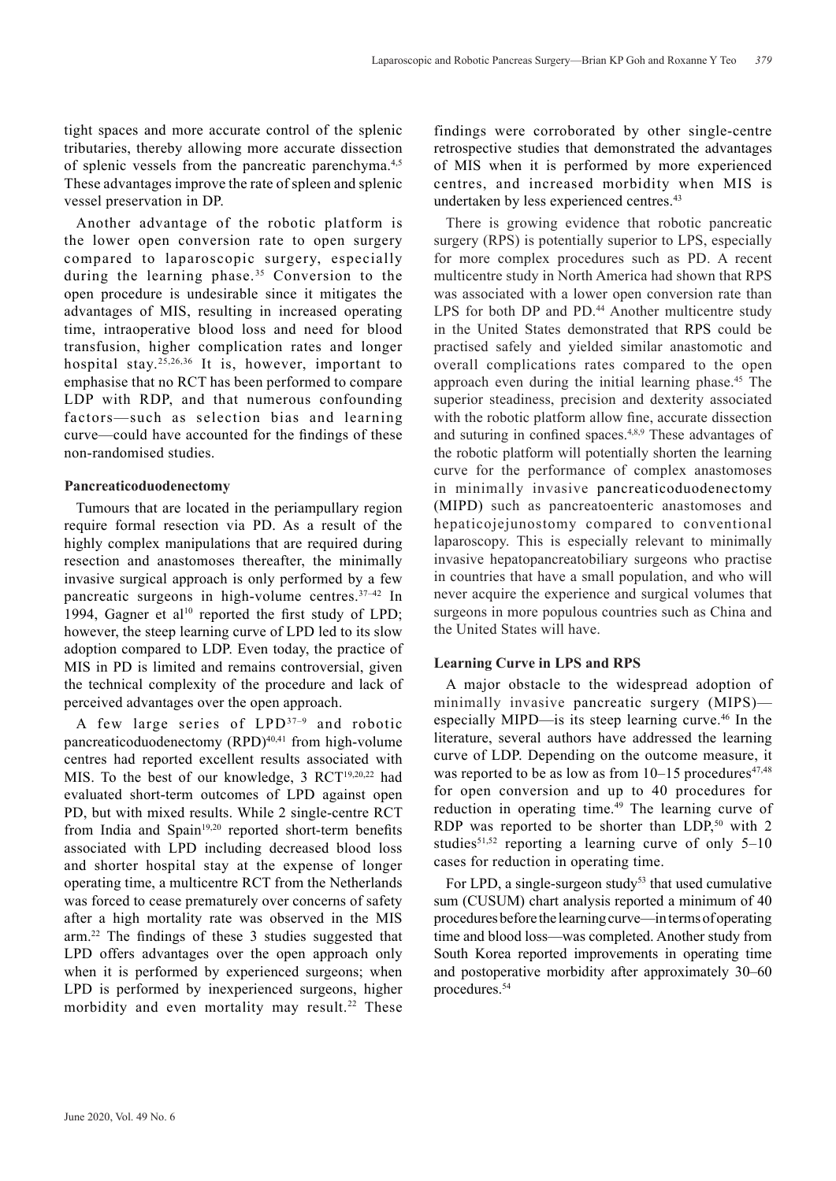tight spaces and more accurate control of the splenic tributaries, thereby allowing more accurate dissection of splenic vessels from the pancreatic parenchyma.[4,5] These advantages improve the rate of spleen and splenic vessel preservation in DP.

Another advantage of the robotic platform is the lower open conversion rate to open surgery compared to laparoscopic surgery, especially during the learning phase.[35] Conversion to the open procedure is undesirable since it mitigates the advantages of MIS, resulting in increased operating time, intraoperative blood loss and need for blood transfusion, higher complication rates and longer hospital stay.[25,26,36] It is, however, important to emphasise that no RCT has been performed to compare LDP with RDP, and that numerous confounding factors—such as selection bias and learning curve—could have accounted for the findings of these non-randomised studies.

### Pancreaticoduodenectomy

Tumours that are located in the periampullary region require formal resection via PD. As a result of the highly complex manipulations that are required during resection and anastomoses thereafter, the minimally invasive surgical approach is only performed by a few pancreatic surgeons in high-volume centres.[37–42] In 1994, Gagner et al[10] reported the first study of LPD; however, the steep learning curve of LPD led to its slow adoption compared to LDP. Even today, the practice of MIS in PD is limited and remains controversial, given the technical complexity of the procedure and lack of perceived advantages over the open approach.

A few large series of LPD[37–9] and robotic pancreaticoduodenectomy (RPD)[40,41] from high-volume centres had reported excellent results associated with MIS. To the best of our knowledge, 3 RCT[19,20,22] had evaluated short-term outcomes of LPD against open PD, but with mixed results. While 2 single-centre RCT from India and Spain[19,20] reported short-term benefits associated with LPD including decreased blood loss and shorter hospital stay at the expense of longer operating time, a multicentre RCT from the Netherlands was forced to cease prematurely over concerns of safety after a high mortality rate was observed in the MIS arm.[22] The findings of these 3 studies suggested that LPD offers advantages over the open approach only when it is performed by experienced surgeons; when LPD is performed by inexperienced surgeons, higher morbidity and even mortality may result.[22] These findings were corroborated by other single-centre retrospective studies that demonstrated the advantages of MIS when it is performed by more experienced centres, and increased morbidity when MIS is undertaken by less experienced centres.[43]

There is growing evidence that robotic pancreatic surgery (RPS) is potentially superior to LPS, especially for more complex procedures such as PD. A recent multicentre study in North America had shown that RPS was associated with a lower open conversion rate than LPS for both DP and PD.[44] Another multicentre study in the United States demonstrated that RPS could be practised safely and yielded similar anastomotic and overall complications rates compared to the open approach even during the initial learning phase.[45] The superior steadiness, precision and dexterity associated with the robotic platform allow fine, accurate dissection and suturing in confined spaces.[4,8,9] These advantages of the robotic platform will potentially shorten the learning curve for the performance of complex anastomoses in minimally invasive pancreaticoduodenectomy (MIPD) such as pancreatoenteric anastomoses and hepaticojejunostomy compared to conventional laparoscopy. This is especially relevant to minimally invasive hepatopancreatobiliary surgeons who practise in countries that have a small population, and who will never acquire the experience and surgical volumes that surgeons in more populous countries such as China and the United States will have.

### Learning Curve in LPS and RPS

A major obstacle to the widespread adoption of minimally invasive pancreatic surgery (MIPS)—especially MIPD—is its steep learning curve.[46] In the literature, several authors have addressed the learning curve of LDP. Depending on the outcome measure, it was reported to be as low as from 10–15 procedures[47,48] for open conversion and up to 40 procedures for reduction in operating time.[49] The learning curve of RDP was reported to be shorter than LDP,[50] with 2 studies[51,52] reporting a learning curve of only 5–10 cases for reduction in operating time.

For LPD, a single-surgeon study[53] that used cumulative sum (CUSUM) chart analysis reported a minimum of 40 procedures before the learning curve—in terms of operating time and blood loss—was completed. Another study from South Korea reported improvements in operating time and postoperative morbidity after approximately 30–60 procedures.[54]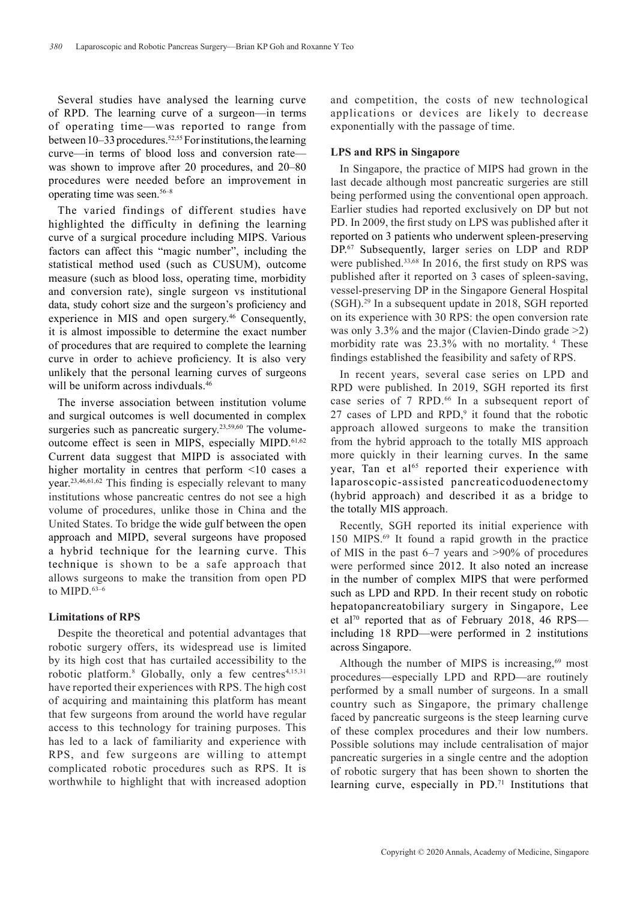Several studies have analysed the learning curve of RPD. The learning curve of a surgeon—in terms of operating time—was reported to range from between 10–33 procedures.[52,55] For institutions, the learning curve—in terms of blood loss and conversion rate—was shown to improve after 20 procedures, and 20–80 procedures were needed before an improvement in operating time was seen.[56–8]

The varied findings of different studies have highlighted the difficulty in defining the learning curve of a surgical procedure including MIPS. Various factors can affect this "magic number", including the statistical method used (such as CUSUM), outcome measure (such as blood loss, operating time, morbidity and conversion rate), single surgeon vs institutional data, study cohort size and the surgeon's proficiency and experience in MIS and open surgery.[46] Consequently, it is almost impossible to determine the exact number of procedures that are required to complete the learning curve in order to achieve proficiency. It is also very unlikely that the personal learning curves of surgeons will be uniform across indivduals.[46]

The inverse association between institution volume and surgical outcomes is well documented in complex surgeries such as pancreatic surgery.[23,59,60] The volume-outcome effect is seen in MIPS, especially MIPD.[61,62] Current data suggest that MIPD is associated with higher mortality in centres that perform <10 cases a year.[23,46,61,62] This finding is especially relevant to many institutions whose pancreatic centres do not see a high volume of procedures, unlike those in China and the United States. To bridge the wide gulf between the open approach and MIPD, several surgeons have proposed a hybrid technique for the learning curve. This technique is shown to be a safe approach that allows surgeons to make the transition from open PD to MIPD.[63–6]

#### Limitations of RPS

Despite the theoretical and potential advantages that robotic surgery offers, its widespread use is limited by its high cost that has curtailed accessibility to the robotic platform.[8] Globally, only a few centres[4,15,31] have reported their experiences with RPS. The high cost of acquiring and maintaining this platform has meant that few surgeons from around the world have regular access to this technology for training purposes. This has led to a lack of familiarity and experience with RPS, and few surgeons are willing to attempt complicated robotic procedures such as RPS. It is worthwhile to highlight that with increased adoption and competition, the costs of new technological applications or devices are likely to decrease exponentially with the passage of time.

#### LPS and RPS in Singapore

In Singapore, the practice of MIPS had grown in the last decade although most pancreatic surgeries are still being performed using the conventional open approach. Earlier studies had reported exclusively on DP but not PD. In 2009, the first study on LPS was published after it reported on 3 patients who underwent spleen-preserving DP.[67] Subsequently, larger series on LDP and RDP were published.[33,68] In 2016, the first study on RPS was published after it reported on 3 cases of spleen-saving, vessel-preserving DP in the Singapore General Hospital (SGH).[29] In a subsequent update in 2018, SGH reported on its experience with 30 RPS: the open conversion rate was only 3.3% and the major (Clavien-Dindo grade >2) morbidity rate was 23.3% with no mortality.[4] These findings established the feasibility and safety of RPS.

In recent years, several case series on LPD and RPD were published. In 2019, SGH reported its first case series of 7 RPD.[66] In a subsequent report of 27 cases of LPD and RPD,[9] it found that the robotic approach allowed surgeons to make the transition from the hybrid approach to the totally MIS approach more quickly in their learning curves. In the same year, Tan et al[65] reported their experience with laparoscopic-assisted pancreaticoduodenectomy (hybrid approach) and described it as a bridge to the totally MIS approach.

Recently, SGH reported its initial experience with 150 MIPS.[69] It found a rapid growth in the practice of MIS in the past 6–7 years and >90% of procedures were performed since 2012. It also noted an increase in the number of complex MIPS that were performed such as LPD and RPD. In their recent study on robotic hepatopancreatobiliary surgery in Singapore, Lee et al[70] reported that as of February 2018, 46 RPS—including 18 RPD—were performed in 2 institutions across Singapore.

Although the number of MIPS is increasing,[69] most procedures—especially LPD and RPD—are routinely performed by a small number of surgeons. In a small country such as Singapore, the primary challenge faced by pancreatic surgeons is the steep learning curve of these complex procedures and their low numbers. Possible solutions may include centralisation of major pancreatic surgeries in a single centre and the adoption of robotic surgery that has been shown to shorten the learning curve, especially in PD.[71] Institutions that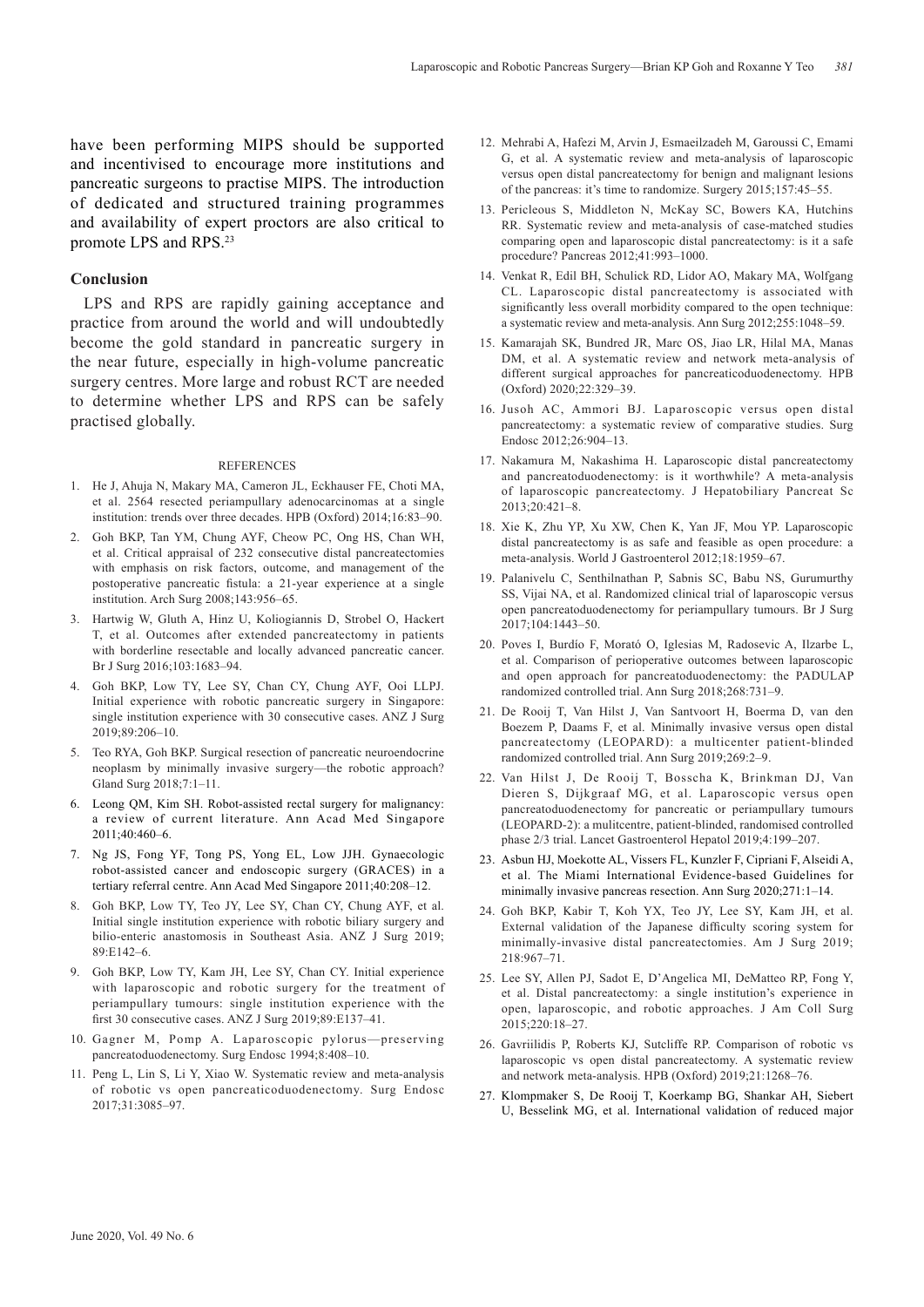have been performing MIPS should be supported and incentivised to encourage more institutions and pancreatic surgeons to practise MIPS. The introduction of dedicated and structured training programmes and availability of expert proctors are also critical to promote LPS and RPS.[23]

## Conclusion

LPS and RPS are rapidly gaining acceptance and practice from around the world and will undoubtedly become the gold standard in pancreatic surgery in the near future, especially in high-volume pancreatic surgery centres. More large and robust RCT are needed to determine whether LPS and RPS can be safely practised globally.

## REFERENCES

1. He J, Ahuja N, Makary MA, Cameron JL, Eckhauser FE, Choti MA, et al. 2564 resected periampullary adenocarcinomas at a single institution: trends over three decades. HPB (Oxford) 2014;16:83–90.
2. Goh BKP, Tan YM, Chung AYF, Cheow PC, Ong HS, Chan WH, et al. Critical appraisal of 232 consecutive distal pancreatectomies with emphasis on risk factors, outcome, and management of the postoperative pancreatic fistula: a 21-year experience at a single institution. Arch Surg 2008;143:956–65.
3. Hartwig W, Gluth A, Hinz U, Koliogiannis D, Strobel O, Hackert T, et al. Outcomes after extended pancreatectomy in patients with borderline resectable and locally advanced pancreatic cancer. Br J Surg 2016;103:1683–94.
4. Goh BKP, Low TY, Lee SY, Chan CY, Chung AYF, Ooi LLPJ. Initial experience with robotic pancreatic surgery in Singapore: single institution experience with 30 consecutive cases. ANZ J Surg 2019;89:206–10.
5. Teo RYA, Goh BKP. Surgical resection of pancreatic neuroendocrine neoplasm by minimally invasive surgery—the robotic approach? Gland Surg 2018;7:1–11.
6. Leong QM, Kim SH. Robot-assisted rectal surgery for malignancy: a review of current literature. Ann Acad Med Singapore 2011;40:460–6.
7. Ng JS, Fong YF, Tong PS, Yong EL, Low JJH. Gynaecologic robot-assisted cancer and endoscopic surgery (GRACES) in a tertiary referral centre. Ann Acad Med Singapore 2011;40:208–12.
8. Goh BKP, Low TY, Teo JY, Lee SY, Chan CY, Chung AYF, et al. Initial single institution experience with robotic biliary surgery and bilio-enteric anastomosis in Southeast Asia. ANZ J Surg 2019; 89:E142–6.
9. Goh BKP, Low TY, Kam JH, Lee SY, Chan CY. Initial experience with laparoscopic and robotic surgery for the treatment of periampullary tumours: single institution experience with the first 30 consecutive cases. ANZ J Surg 2019;89:E137–41.
10. Gagner M, Pomp A. Laparoscopic pylorus—preserving pancreatoduodenectomy. Surg Endosc 1994;8:408–10.
11. Peng L, Lin S, Li Y, Xiao W. Systematic review and meta-analysis of robotic vs open pancreaticoduodenectomy. Surg Endosc 2017;31:3085–97.
12. Mehrabi A, Hafezi M, Arvin J, Esmaeilzadeh M, Garoussi C, Emami G, et al. A systematic review and meta-analysis of laparoscopic versus open distal pancreatectomy for benign and malignant lesions of the pancreas: it's time to randomize. Surgery 2015;157:45–55.
13. Pericleous S, Middleton N, McKay SC, Bowers KA, Hutchins RR. Systematic review and meta-analysis of case-matched studies comparing open and laparoscopic distal pancreatectomy: is it a safe procedure? Pancreas 2012;41:993–1000.
14. Venkat R, Edil BH, Schulick RD, Lidor AO, Makary MA, Wolfgang CL. Laparoscopic distal pancreatectomy is associated with significantly less overall morbidity compared to the open technique: a systematic review and meta-analysis. Ann Surg 2012;255:1048–59.
15. Kamarajah SK, Bundred JR, Marc OS, Jiao LR, Hilal MA, Manas DM, et al. A systematic review and network meta-analysis of different surgical approaches for pancreaticoduodenectomy. HPB (Oxford) 2020;22:329–39.
16. Jusoh AC, Ammori BJ. Laparoscopic versus open distal pancreatectomy: a systematic review of comparative studies. Surg Endosc 2012;26:904–13.
17. Nakamura M, Nakashima H. Laparoscopic distal pancreatectomy and pancreatoduodenectomy: is it worthwhile? A meta-analysis of laparoscopic pancreatectomy. J Hepatobiliary Pancreat Sc 2013;20:421–8.
18. Xie K, Zhu YP, Xu XW, Chen K, Yan JF, Mou YP. Laparoscopic distal pancreatectomy is as safe and feasible as open procedure: a meta-analysis. World J Gastroenterol 2012;18:1959–67.
19. Palanivelu C, Senthilnathan P, Sabnis SC, Babu NS, Gurumurthy SS, Vijai NA, et al. Randomized clinical trial of laparoscopic versus open pancreatoduodenectomy for periampullary tumours. Br J Surg 2017;104:1443–50.
20. Poves I, Burdío F, Morató O, Iglesias M, Radosevic A, Ilzarbe L, et al. Comparison of perioperative outcomes between laparoscopic and open approach for pancreatoduodenectomy: the PADULAP randomized controlled trial. Ann Surg 2018;268:731–9.
21. De Rooij T, Van Hilst J, Van Santvoort H, Boerma D, van den Boezem P, Daams F, et al. Minimally invasive versus open distal pancreatectomy (LEOPARD): a multicenter patient-blinded randomized controlled trial. Ann Surg 2019;269:2–9.
22. Van Hilst J, De Rooij T, Bosscha K, Brinkman DJ, Van Dieren S, Dijkgraaf MG, et al. Laparoscopic versus open pancreatoduodenectomy for pancreatic or periampullary tumours (LEOPARD-2): a mulitcentre, patient-blinded, randomised controlled phase 2/3 trial. Lancet Gastroenterol Hepatol 2019;4:199–207.
23. Asbun HJ, Moekotte AL, Vissers FL, Kunzler F, Cipriani F, Alseidi A, et al. The Miami International Evidence-based Guidelines for minimally invasive pancreas resection. Ann Surg 2020;271:1–14.
24. Goh BKP, Kabir T, Koh YX, Teo JY, Lee SY, Kam JH, et al. External validation of the Japanese difficulty scoring system for minimally-invasive distal pancreatectomies. Am J Surg 2019; 218:967–71.
25. Lee SY, Allen PJ, Sadot E, D'Angelica MI, DeMatteo RP, Fong Y, et al. Distal pancreatectomy: a single institution's experience in open, laparoscopic, and robotic approaches. J Am Coll Surg 2015;220:18–27.
26. Gavriilidis P, Roberts KJ, Sutcliffe RP. Comparison of robotic vs laparoscopic vs open distal pancreatectomy. A systematic review and network meta-analysis. HPB (Oxford) 2019;21:1268–76.
27. Klompmaker S, De Rooij T, Koerkamp BG, Shankar AH, Siebert U, Besselink MG, et al. International validation of reduced major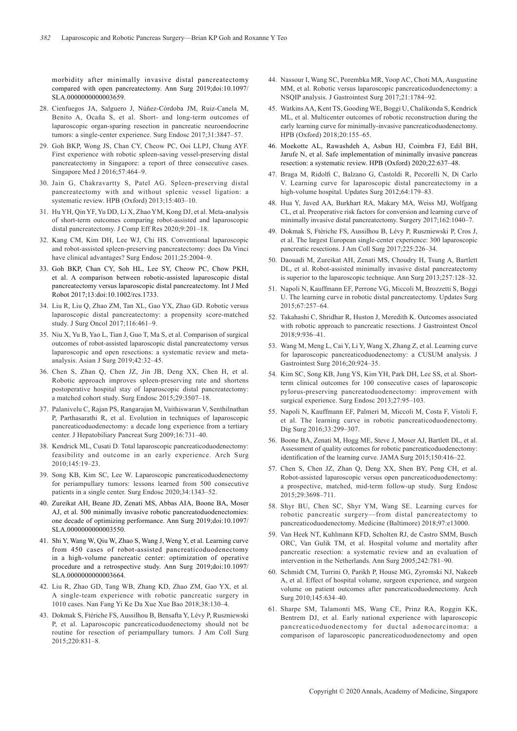morbidity after minimally invasive distal pancreatectomy compared with open pancreatectomy. Ann Surg 2019;doi:10.1097/SLA.0000000000003659.

28. Cienfuegos JA, Salguero J, Núñez-Córdoba JM, Ruiz-Canela M, Benito A, Ocaña S, et al. Short- and long-term outcomes of laparoscopic organ-sparing resection in pancreatic neuroendocrine tumors: a single-center experience. Surg Endosc 2017;31:3847–57.
29. Goh BKP, Wong JS, Chan CY, Cheow PC, Ooi LLPJ, Chung AYF. First experience with robotic spleen-saving vessel-preserving distal pancreatectomy in Singapore: a report of three consecutive cases. Singapore Med J 2016;57:464–9.
30. Jain G, Chakravartty S, Patel AG. Spleen-preserving distal pancreatectomy with and without splenic vessel ligation: a systematic review. HPB (Oxford) 2013;15:403–10.
31. Hu YH, Qin YF, Yu DD, Li X, Zhao YM, Kong DJ, et al. Meta-analysis of short-term outcomes comparing robot-assisted and laparoscopic distal pancreatectomy. J Comp Eff Res 2020;9:201–18.
32. Kang CM, Kim DH, Lee WJ, Chi HS. Conventional laparoscopic and robot-assisted spleen-preserving pancreatectomy: does Da Vinci have clinical advantages? Surg Endosc 2011;25:2004–9.
33. Goh BKP, Chan CY, Soh HL, Lee SY, Cheow PC, Chow PKH, et al. A comparison between robotic-assisted laparoscopic distal pancreatectomy versus laparoscopic distal pancreatectomy. Int J Med Robot 2017;13:doi:10.1002/rcs.1733.
34. Liu R, Liu Q, Zhao ZM, Tan XL, Gao YX, Zhao GD. Robotic versus laparoscopic distal pancreatectomy: a propensity score-matched study. J Surg Oncol 2017;116:461–9.
35. Niu X, Yu B, Yao L, Tian J, Guo T, Ma S, et al. Comparison of surgical outcomes of robot-assisted laparoscopic distal pancreatectomy versus laparoscopic and open resections: a systematic review and meta-analysis. Asian J Surg 2019;42:32–45.
36. Chen S, Zhan Q, Chen JZ, Jin JB, Deng XX, Chen H, et al. Robotic approach improves spleen-preserving rate and shortens postoperative hospital stay of laparoscopic distal pancreatectomy: a matched cohort study. Surg Endosc 2015;29:3507–18.
37. Palanivelu C, Rajan PS, Rangarajan M, Vaithiswaran V, Senthilnathan P, Parthasarathi R, et al. Evolution in techniques of laparoscopic pancreaticoduodenectomy: a decade long experience from a tertiary center. J Hepatobiliary Pancreat Surg 2009;16:731–40.
38. Kendrick ML, Cusati D. Total laparoscopic pancreaticoduodenectomy: feasibility and outcome in an early experience. Arch Surg 2010;145:19–23.
39. Song KB, Kim SC, Lee W. Laparoscopic pancreaticoduodenectomy for periampullary tumors: lessons learned from 500 consecutive patients in a single center. Surg Endosc 2020;34:1343–52.
40. Zureikat AH, Beane JD, Zenati MS, Abbas AIA, Boone BA, Moser AJ, et al. 500 minimally invasive robotic pancreatoduodenectomies: one decade of optimizing performance. Ann Surg 2019;doi:10.1097/SLA.0000000000003550.
41. Shi Y, Wang W, Qiu W, Zhao S, Wang J, Weng Y, et al. Learning curve from 450 cases of robot-assisted pancreaticoduodenectomy in a high-volume pancreatic center: optimization of operative procedure and a retrospective study. Ann Surg 2019;doi:10.1097/SLA.0000000000003664.
42. Liu R, Zhao GD, Tang WB, Zhang KD, Zhao ZM, Gao YX, et al. A single-team experience with robotic pancreatic surgery in 1010 cases. Nan Fang Yi Ke Da Xue Xue Bao 2018;38:130–4.
43. Dokmak S, Ftériche FS, Aussilhou B, Bensafta Y, Lévy P, Ruszniewski P, et al. Laparoscopic pancreaticoduodenectomy should not be routine for resection of periampullary tumors. J Am Coll Surg 2015;220:831–8.
44. Nassour I, Wang SC, Porembka MR, Yoop AC, Choti MA, Ausgustine MM, et al. Robotic versus laparoscopic pancreaticoduodenectomy: a NSQIP analysis. J Gastrointest Surg 2017;21:1784–92.
45. Watkins AA, Kent TS, Gooding WE, Boggi U, Chalikonda S, Kendrick ML, et al. Multicenter outcomes of robotic reconstruction during the early learning curve for minimally-invasive pancreaticoduodenectomy. HPB (Oxford) 2018;20:155–65.
46. Moekotte AL, Rawashdeh A, Asbun HJ, Coimbra FJ, Edil BH, Jarufe N, et al. Safe implementation of minimally invasive pancreas resection: a systematic review. HPB (Oxford) 2020;22:637–48.
47. Braga M, Ridolfi C, Balzano G, Castoldi R, Pecorelli N, Di Carlo V. Learning curve for laparoscopic distal pancreatectomy in a high-volume hospital. Updates Surg 2012;64:179–83.
48. Hua Y, Javed AA, Burkhart RA, Makary MA, Weiss MJ, Wolfgang CL, et al. Preoperative risk factors for conversion and learning curve of minimally invasive distal pancreatectomy. Surgery 2017;162:1040–7.
49. Dokmak S, Ftériche FS, Aussilhou B, Lévy P, Ruszniewski P, Cros J, et al. The largest European single-center experience: 300 laparoscopic pancreatic resections. J Am Coll Surg 2017;225:226–34.
50. Daouadi M, Zureikat AH, Zenati MS, Choudry H, Tsung A, Bartlett DL, et al. Robot-assisted minimally invasive distal pancreatectomy is superior to the laparoscopic technique. Ann Surg 2013;257:128–32.
51. Napoli N, Kauffmann EF, Perrone VG, Miccoli M, Brozzetti S, Boggi U. The learning curve in robotic distal pancreatectomy. Updates Surg 2015;67:257–64.
52. Takahashi C, Shridhar R, Huston J, Meredith K. Outcomes associated with robotic approach to pancreatic resections. J Gastrointest Oncol 2018;9:936–41.
53. Wang M, Meng L, Cai Y, Li Y, Wang X, Zhang Z, et al. Learning curve for laparoscopic pancreaticoduodenectomy: a CUSUM analysis. J Gastrointest Surg 2016;20:924–35.
54. Kim SC, Song KB, Jung YS, Kim YH, Park DH, Lee SS, et al. Short-term clinical outcomes for 100 consecutive cases of laparoscopic pylorus-preserving pancreatoduodenectomy: improvement with surgical experience. Surg Endosc 2013;27:95–103.
55. Napoli N, Kauffmann EF, Palmeri M, Miccoli M, Costa F, Vistoli F, et al. The learning curve in robotic pancreaticoduodenectomy. Dig Surg 2016;33:299–307.
56. Boone BA, Zenati M, Hogg ME, Steve J, Moser AJ, Bartlett DL, et al. Assessment of quality outcomes for robotic pancreaticoduodenectomy: identification of the learning curve. JAMA Surg 2015;150:416–22.
57. Chen S, Chen JZ, Zhan Q, Deng XX, Shen BY, Peng CH, et al. Robot-assisted laparoscopic versus open pancreaticoduodenectomy: a prospective, matched, mid-term follow-up study. Surg Endosc 2015;29:3698–711.
58. Shyr BU, Chen SC, Shyr YM, Wang SE. Learning curves for robotic pancreatic surgery—from distal pancreatectomy to pancreaticoduodenectomy. Medicine (Baltimore) 2018;97:e13000.
59. Van Heek NT, Kuhlmann KFD, Scholten RJ, de Castro SMM, Busch ORC, Van Gulik TM, et al. Hospital volume and mortality after pancreatic resection: a systematic review and an evaluation of intervention in the Netherlands. Ann Surg 2005;242:781–90.
60. Schmidt CM, Turrini O, Parikh P, House MG, Zyromski NJ, Nakeeb A, et al. Effect of hospital volume, surgeon experience, and surgeon volume on patient outcomes after pancreaticoduodenectomy. Arch Surg 2010;145:634–40.
61. Sharpe SM, Talamonti MS, Wang CE, Prinz RA, Roggin KK, Bentrem DJ, et al. Early national experience with laparoscopic pancreaticoduodenectomy for ductal adenocarcinoma: a comparison of laparoscopic pancreaticoduodenectomy and open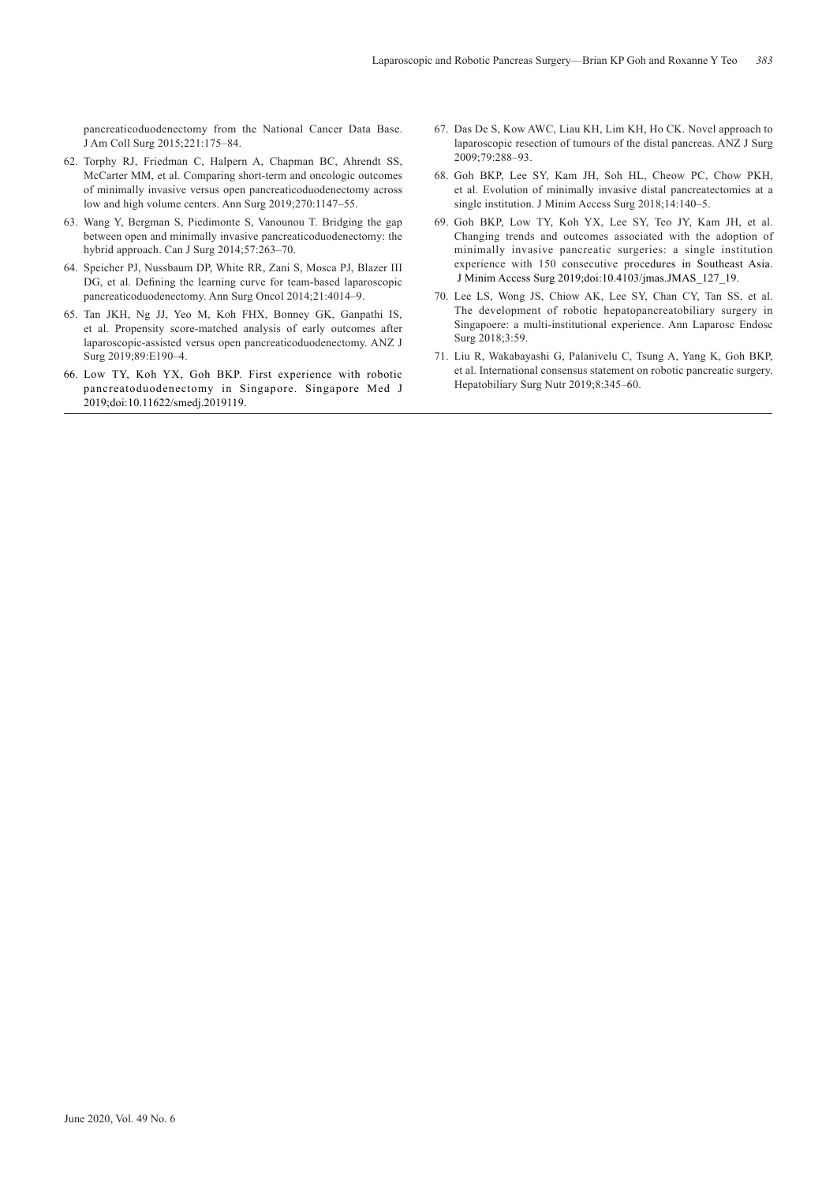pancreaticoduodenectomy from the National Cancer Data Base. J Am Coll Surg 2015;221:175–84.

62. Torphy RJ, Friedman C, Halpern A, Chapman BC, Ahrendt SS, McCarter MM, et al. Comparing short-term and oncologic outcomes of minimally invasive versus open pancreaticoduodenectomy across low and high volume centers. Ann Surg 2019;270:1147–55.
63. Wang Y, Bergman S, Piedimonte S, Vanounou T. Bridging the gap between open and minimally invasive pancreaticoduodenectomy: the hybrid approach. Can J Surg 2014;57:263–70.
64. Speicher PJ, Nussbaum DP, White RR, Zani S, Mosca PJ, Blazer III DG, et al. Defining the learning curve for team-based laparoscopic pancreaticoduodenectomy. Ann Surg Oncol 2014;21:4014–9.
65. Tan JKH, Ng JJ, Yeo M, Koh FHX, Bonney GK, Ganpathi IS, et al. Propensity score-matched analysis of early outcomes after laparoscopic-assisted versus open pancreaticoduodenectomy. ANZ J Surg 2019;89:E190–4.
66. Low TY, Koh YX, Goh BKP. First experience with robotic pancreatoduodenectomy in Singapore. Singapore Med J 2019;doi:10.11622/smedj.2019119.
67. Das De S, Kow AWC, Liau KH, Lim KH, Ho CK. Novel approach to laparoscopic resection of tumours of the distal pancreas. ANZ J Surg 2009;79:288–93.
68. Goh BKP, Lee SY, Kam JH, Soh HL, Cheow PC, Chow PKH, et al. Evolution of minimally invasive distal pancreatectomies at a single institution. J Minim Access Surg 2018;14:140–5.
69. Goh BKP, Low TY, Koh YX, Lee SY, Teo JY, Kam JH, et al. Changing trends and outcomes associated with the adoption of minimally invasive pancreatic surgeries: a single institution experience with 150 consecutive procedures in Southeast Asia. J Minim Access Surg 2019;doi:10.4103/jmas.JMAS_127_19.
70. Lee LS, Wong JS, Chiow AK, Lee SY, Chan CY, Tan SS, et al. The development of robotic hepatopancreatobiliary surgery in Singapoere: a multi-institutional experience. Ann Laparosc Endosc Surg 2018;3:59.
71. Liu R, Wakabayashi G, Palanivelu C, Tsung A, Yang K, Goh BKP, et al. International consensus statement on robotic pancreatic surgery. Hepatobiliary Surg Nutr 2019;8:345–60.